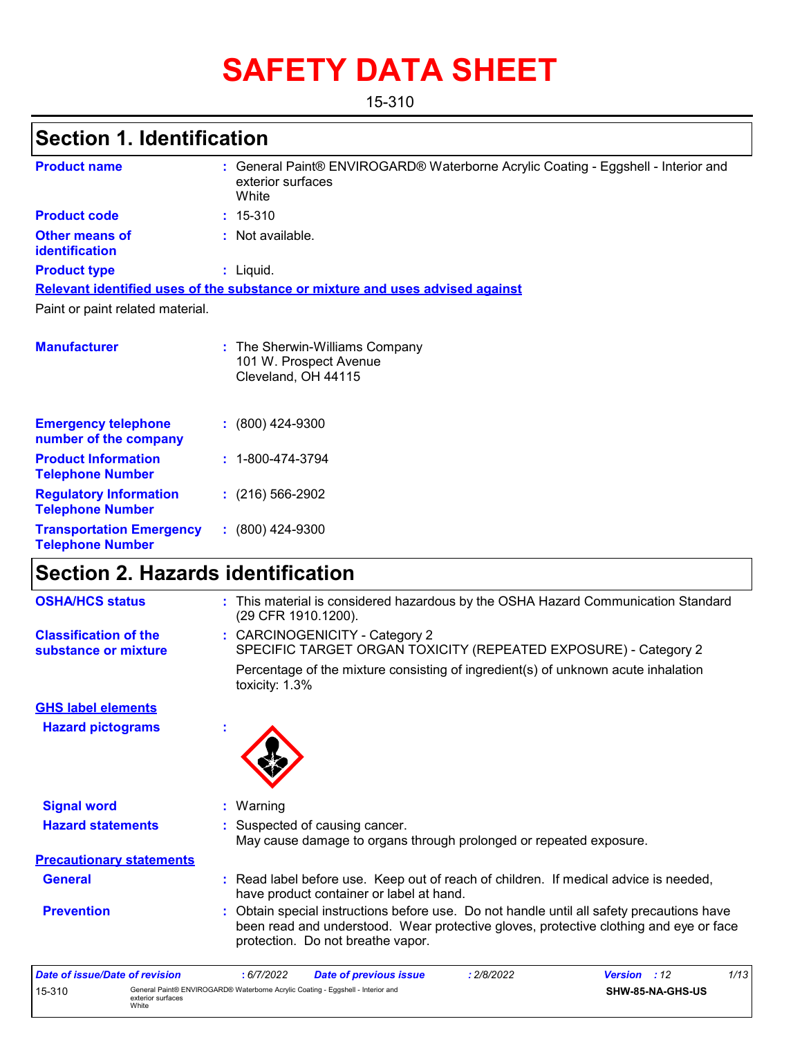# SAFETY DATA SHEET

15-310

## Section 1. Identification

**Product name** : General Paint® ENVIROGARD® Waterborne Acrylic Coating - Eggshell - Interior and exterior surfaces
White

**Product code** : 15-310

**Other means of identification** : Not available.

**Product type** : Liquid.

**Relevant identified uses of the substance or mixture and uses advised against**

Paint or paint related material.

**Manufacturer** : The Sherwin-Williams Company
101 W. Prospect Avenue
Cleveland, OH 44115

**Emergency telephone number of the company** : (800) 424-9300

**Product Information Telephone Number** : 1-800-474-3794

**Regulatory Information Telephone Number** : (216) 566-2902

**Transportation Emergency Telephone Number** : (800) 424-9300

## Section 2. Hazards identification

**OSHA/HCS status** : This material is considered hazardous by the OSHA Hazard Communication Standard (29 CFR 1910.1200).

**Classification of the substance or mixture** : CARCINOGENICITY - Category 2
SPECIFIC TARGET ORGAN TOXICITY (REPEATED EXPOSURE) - Category 2

Percentage of the mixture consisting of ingredient(s) of unknown acute inhalation toxicity: 1.3%

**GHS label elements**

**Hazard pictograms** :

**Signal word** : Warning

**Hazard statements** : Suspected of causing cancer.
May cause damage to organs through prolonged or repeated exposure.

**Precautionary statements**

**General** : Read label before use. Keep out of reach of children. If medical advice is needed, have product container or label at hand.

**Prevention** : Obtain special instructions before use. Do not handle until all safety precautions have been read and understood. Wear protective gloves, protective clothing and eye or face protection. Do not breathe vapor.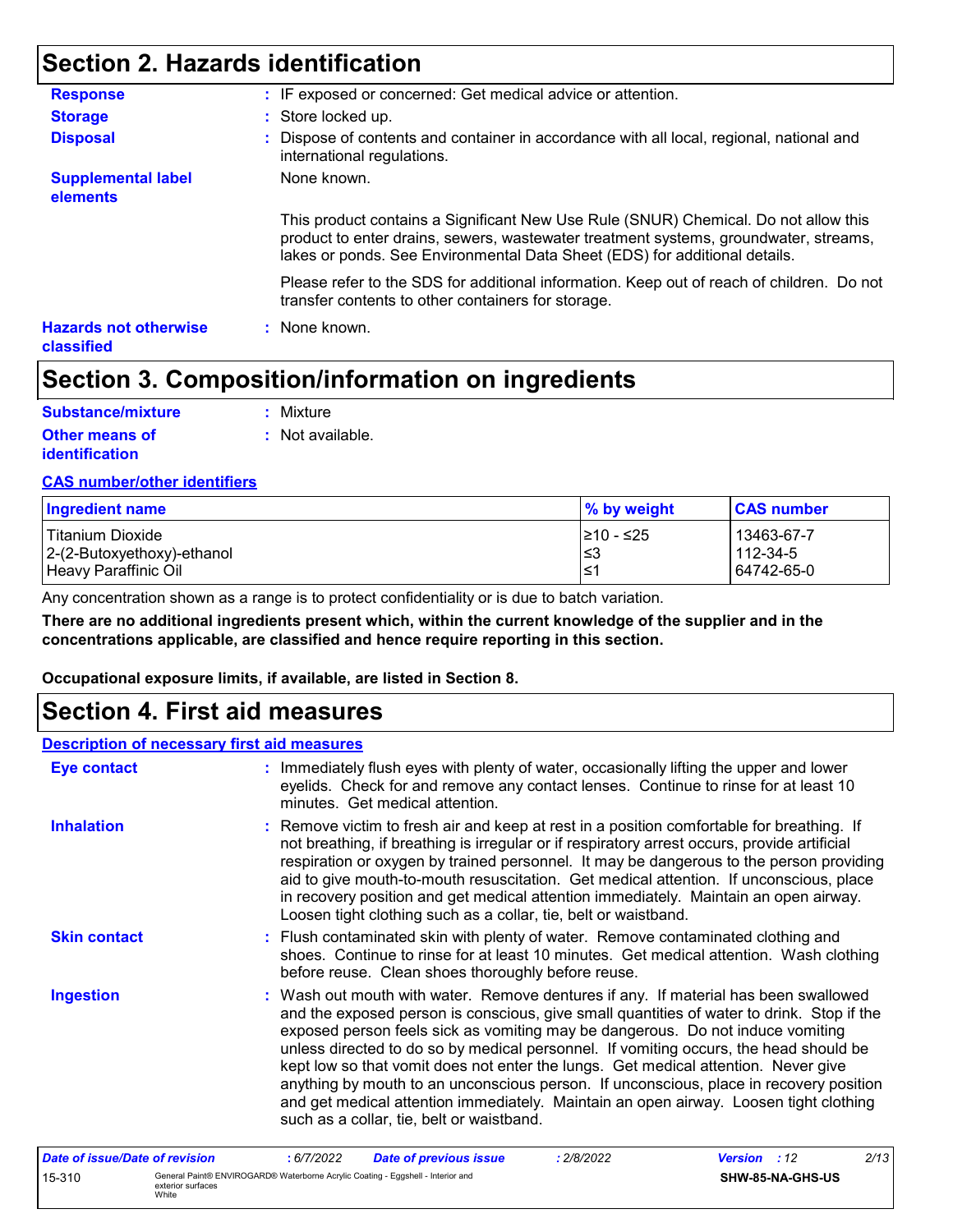## Section 2. Hazards identification

**Response** : IF exposed or concerned: Get medical advice or attention.

**Storage** : Store locked up.

**Disposal** : Dispose of contents and container in accordance with all local, regional, national and international regulations.

**Supplemental label elements** : None known.

This product contains a Significant New Use Rule (SNUR) Chemical. Do not allow this product to enter drains, sewers, wastewater treatment systems, groundwater, streams, lakes or ponds. See Environmental Data Sheet (EDS) for additional details.

Please refer to the SDS for additional information. Keep out of reach of children. Do not transfer contents to other containers for storage.

**Hazards not otherwise classified** : None known.

## Section 3. Composition/information on ingredients

**Substance/mixture** : Mixture

**Other means of identification** : Not available.

**CAS number/other identifiers**

| Ingredient name | % by weight | CAS number |
|---|---|---|
| Titanium Dioxide | ≥10 - ≤25 | 13463-67-7 |
| 2-(2-Butoxyethoxy)-ethanol | ≤3 | 112-34-5 |
| Heavy Paraffinic Oil | ≤1 | 64742-65-0 |

Any concentration shown as a range is to protect confidentiality or is due to batch variation.

**There are no additional ingredients present which, within the current knowledge of the supplier and in the concentrations applicable, are classified and hence require reporting in this section.**

**Occupational exposure limits, if available, are listed in Section 8.**

## Section 4. First aid measures

**Description of necessary first aid measures**

**Eye contact** : Immediately flush eyes with plenty of water, occasionally lifting the upper and lower eyelids. Check for and remove any contact lenses. Continue to rinse for at least 10 minutes. Get medical attention.

**Inhalation** : Remove victim to fresh air and keep at rest in a position comfortable for breathing. If not breathing, if breathing is irregular or if respiratory arrest occurs, provide artificial respiration or oxygen by trained personnel. It may be dangerous to the person providing aid to give mouth-to-mouth resuscitation. Get medical attention. If unconscious, place in recovery position and get medical attention immediately. Maintain an open airway. Loosen tight clothing such as a collar, tie, belt or waistband.

**Skin contact** : Flush contaminated skin with plenty of water. Remove contaminated clothing and shoes. Continue to rinse for at least 10 minutes. Get medical attention. Wash clothing before reuse. Clean shoes thoroughly before reuse.

**Ingestion** : Wash out mouth with water. Remove dentures if any. If material has been swallowed and the exposed person is conscious, give small quantities of water to drink. Stop if the exposed person feels sick as vomiting may be dangerous. Do not induce vomiting unless directed to do so by medical personnel. If vomiting occurs, the head should be kept low so that vomit does not enter the lungs. Get medical attention. Never give anything by mouth to an unconscious person. If unconscious, place in recovery position and get medical attention immediately. Maintain an open airway. Loosen tight clothing such as a collar, tie, belt or waistband.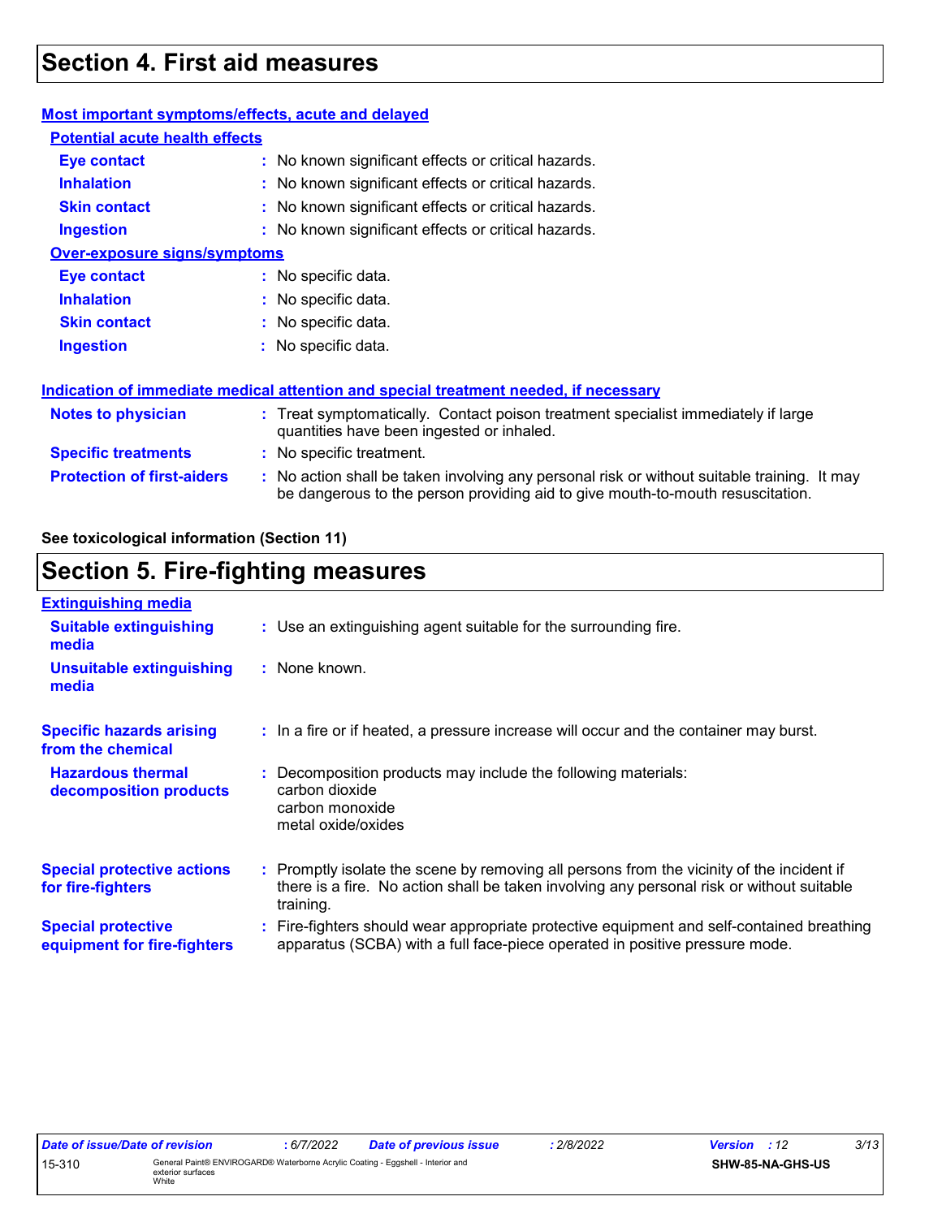# Section 4. First aid measures

### Most important symptoms/effects, acute and delayed

#### Potential acute health effects

**Eye contact** : No known significant effects or critical hazards.

**Inhalation** : No known significant effects or critical hazards.

**Skin contact** : No known significant effects or critical hazards.

**Ingestion** : No known significant effects or critical hazards.

#### Over-exposure signs/symptoms

**Eye contact** : No specific data.

**Inhalation** : No specific data.

**Skin contact** : No specific data.

**Ingestion** : No specific data.

### Indication of immediate medical attention and special treatment needed, if necessary

**Notes to physician** : Treat symptomatically. Contact poison treatment specialist immediately if large quantities have been ingested or inhaled.

**Specific treatments** : No specific treatment.

**Protection of first-aiders** : No action shall be taken involving any personal risk or without suitable training. It may be dangerous to the person providing aid to give mouth-to-mouth resuscitation.

**See toxicological information (Section 11)**

# Section 5. Fire-fighting measures

### Extinguishing media

**Suitable extinguishing media** : Use an extinguishing agent suitable for the surrounding fire.

**Unsuitable extinguishing media** : None known.

**Specific hazards arising from the chemical** : In a fire or if heated, a pressure increase will occur and the container may burst.

**Hazardous thermal decomposition products** : Decomposition products may include the following materials:
carbon dioxide
carbon monoxide
metal oxide/oxides

**Special protective actions for fire-fighters** : Promptly isolate the scene by removing all persons from the vicinity of the incident if there is a fire. No action shall be taken involving any personal risk or without suitable training.

**Special protective equipment for fire-fighters** : Fire-fighters should wear appropriate protective equipment and self-contained breathing apparatus (SCBA) with a full face-piece operated in positive pressure mode.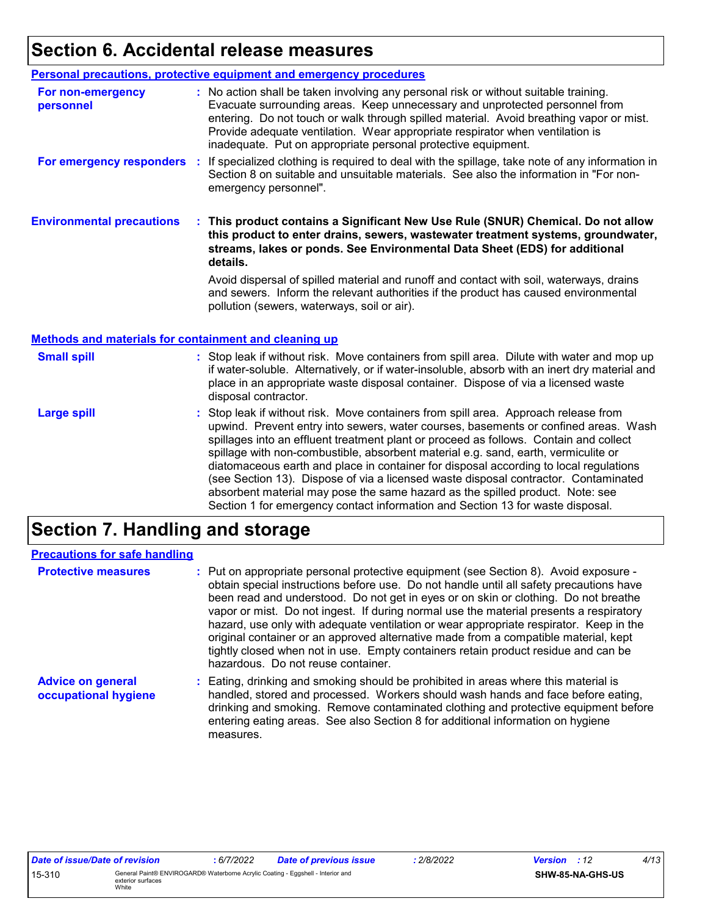# Section 6. Accidental release measures

## Personal precautions, protective equipment and emergency procedures

**For non-emergency personnel** : No action shall be taken involving any personal risk or without suitable training. Evacuate surrounding areas. Keep unnecessary and unprotected personnel from entering. Do not touch or walk through spilled material. Avoid breathing vapor or mist. Provide adequate ventilation. Wear appropriate respirator when ventilation is inadequate. Put on appropriate personal protective equipment.

**For emergency responders** : If specialized clothing is required to deal with the spillage, take note of any information in Section 8 on suitable and unsuitable materials. See also the information in "For non-emergency personnel".

**Environmental precautions** : **This product contains a Significant New Use Rule (SNUR) Chemical. Do not allow this product to enter drains, sewers, wastewater treatment systems, groundwater, streams, lakes or ponds. See Environmental Data Sheet (EDS) for additional details.**

Avoid dispersal of spilled material and runoff and contact with soil, waterways, drains and sewers. Inform the relevant authorities if the product has caused environmental pollution (sewers, waterways, soil or air).

## Methods and materials for containment and cleaning up

**Small spill** : Stop leak if without risk. Move containers from spill area. Dilute with water and mop up if water-soluble. Alternatively, or if water-insoluble, absorb with an inert dry material and place in an appropriate waste disposal container. Dispose of via a licensed waste disposal contractor.

**Large spill** : Stop leak if without risk. Move containers from spill area. Approach release from upwind. Prevent entry into sewers, water courses, basements or confined areas. Wash spillages into an effluent treatment plant or proceed as follows. Contain and collect spillage with non-combustible, absorbent material e.g. sand, earth, vermiculite or diatomaceous earth and place in container for disposal according to local regulations (see Section 13). Dispose of via a licensed waste disposal contractor. Contaminated absorbent material may pose the same hazard as the spilled product. Note: see Section 1 for emergency contact information and Section 13 for waste disposal.

# Section 7. Handling and storage

## Precautions for safe handling

**Protective measures** : Put on appropriate personal protective equipment (see Section 8). Avoid exposure - obtain special instructions before use. Do not handle until all safety precautions have been read and understood. Do not get in eyes or on skin or clothing. Do not breathe vapor or mist. Do not ingest. If during normal use the material presents a respiratory hazard, use only with adequate ventilation or wear appropriate respirator. Keep in the original container or an approved alternative made from a compatible material, kept tightly closed when not in use. Empty containers retain product residue and can be hazardous. Do not reuse container.

**Advice on general occupational hygiene** : Eating, drinking and smoking should be prohibited in areas where this material is handled, stored and processed. Workers should wash hands and face before eating, drinking and smoking. Remove contaminated clothing and protective equipment before entering eating areas. See also Section 8 for additional information on hygiene measures.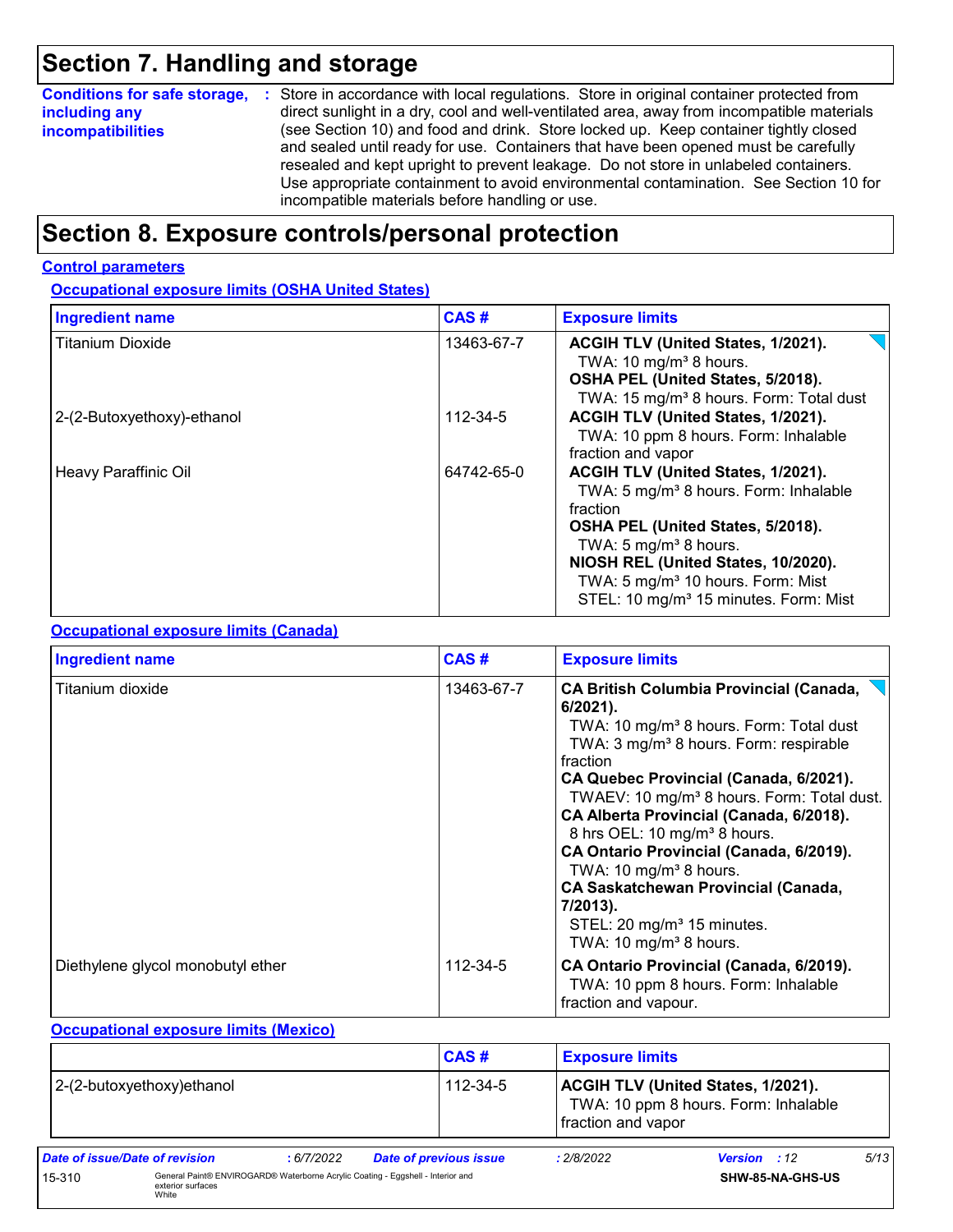# Section 7. Handling and storage

**Conditions for safe storage, including any incompatibilities** : Store in accordance with local regulations. Store in original container protected from direct sunlight in a dry, cool and well-ventilated area, away from incompatible materials (see Section 10) and food and drink. Store locked up. Keep container tightly closed and sealed until ready for use. Containers that have been opened must be carefully resealed and kept upright to prevent leakage. Do not store in unlabeled containers. Use appropriate containment to avoid environmental contamination. See Section 10 for incompatible materials before handling or use.

# Section 8. Exposure controls/personal protection

## Control parameters

### Occupational exposure limits (OSHA United States)

| Ingredient name | CAS # | Exposure limits |
|---|---|---|
| Titanium Dioxide | 13463-67-7 | **ACGIH TLV (United States, 1/2021).** TWA: 10 mg/m³ 8 hours. **OSHA PEL (United States, 5/2018).** TWA: 15 mg/m³ 8 hours. Form: Total dust |
| 2-(2-Butoxyethoxy)-ethanol | 112-34-5 | **ACGIH TLV (United States, 1/2021).** TWA: 10 ppm 8 hours. Form: Inhalable fraction and vapor |
| Heavy Paraffinic Oil | 64742-65-0 | **ACGIH TLV (United States, 1/2021).** TWA: 5 mg/m³ 8 hours. Form: Inhalable fraction **OSHA PEL (United States, 5/2018).** TWA: 5 mg/m³ 8 hours. **NIOSH REL (United States, 10/2020).** TWA: 5 mg/m³ 10 hours. Form: Mist STEL: 10 mg/m³ 15 minutes. Form: Mist |

### Occupational exposure limits (Canada)

| Ingredient name | CAS # | Exposure limits |
|---|---|---|
| Titanium dioxide | 13463-67-7 | **CA British Columbia Provincial (Canada, 6/2021).** TWA: 10 mg/m³ 8 hours. Form: Total dust TWA: 3 mg/m³ 8 hours. Form: respirable fraction **CA Quebec Provincial (Canada, 6/2021).** TWAEV: 10 mg/m³ 8 hours. Form: Total dust. **CA Alberta Provincial (Canada, 6/2018).** 8 hrs OEL: 10 mg/m³ 8 hours. **CA Ontario Provincial (Canada, 6/2019).** TWA: 10 mg/m³ 8 hours. **CA Saskatchewan Provincial (Canada, 7/2013).** STEL: 20 mg/m³ 15 minutes. TWA: 10 mg/m³ 8 hours. |
| Diethylene glycol monobutyl ether | 112-34-5 | **CA Ontario Provincial (Canada, 6/2019).** TWA: 10 ppm 8 hours. Form: Inhalable fraction and vapour. |

### Occupational exposure limits (Mexico)

| | CAS # | Exposure limits |
|---|---|---|
| 2-(2-butoxyethoxy)ethanol | 112-34-5 | **ACGIH TLV (United States, 1/2021).** TWA: 10 ppm 8 hours. Form: Inhalable fraction and vapor |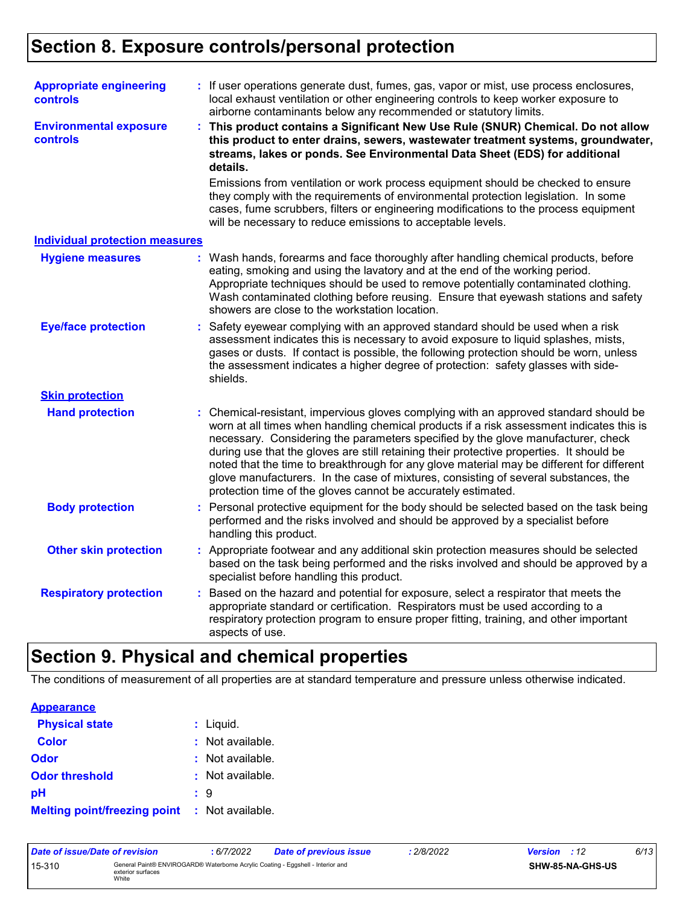# Section 8. Exposure controls/personal protection

**Appropriate engineering controls** : If user operations generate dust, fumes, gas, vapor or mist, use process enclosures, local exhaust ventilation or other engineering controls to keep worker exposure to airborne contaminants below any recommended or statutory limits.

**Environmental exposure controls** : **This product contains a Significant New Use Rule (SNUR) Chemical. Do not allow this product to enter drains, sewers, wastewater treatment systems, groundwater, streams, lakes or ponds. See Environmental Data Sheet (EDS) for additional details.**

Emissions from ventilation or work process equipment should be checked to ensure they comply with the requirements of environmental protection legislation. In some cases, fume scrubbers, filters or engineering modifications to the process equipment will be necessary to reduce emissions to acceptable levels.

## Individual protection measures

**Hygiene measures** : Wash hands, forearms and face thoroughly after handling chemical products, before eating, smoking and using the lavatory and at the end of the working period. Appropriate techniques should be used to remove potentially contaminated clothing. Wash contaminated clothing before reusing. Ensure that eyewash stations and safety showers are close to the workstation location.

**Eye/face protection** : Safety eyewear complying with an approved standard should be used when a risk assessment indicates this is necessary to avoid exposure to liquid splashes, mists, gases or dusts. If contact is possible, the following protection should be worn, unless the assessment indicates a higher degree of protection: safety glasses with side-shields.

### Skin protection

**Hand protection** : Chemical-resistant, impervious gloves complying with an approved standard should be worn at all times when handling chemical products if a risk assessment indicates this is necessary. Considering the parameters specified by the glove manufacturer, check during use that the gloves are still retaining their protective properties. It should be noted that the time to breakthrough for any glove material may be different for different glove manufacturers. In the case of mixtures, consisting of several substances, the protection time of the gloves cannot be accurately estimated.

**Body protection** : Personal protective equipment for the body should be selected based on the task being performed and the risks involved and should be approved by a specialist before handling this product.

**Other skin protection** : Appropriate footwear and any additional skin protection measures should be selected based on the task being performed and the risks involved and should be approved by a specialist before handling this product.

**Respiratory protection** : Based on the hazard and potential for exposure, select a respirator that meets the appropriate standard or certification. Respirators must be used according to a respiratory protection program to ensure proper fitting, training, and other important aspects of use.

# Section 9. Physical and chemical properties

The conditions of measurement of all properties are at standard temperature and pressure unless otherwise indicated.

## Appearance

**Physical state** : Liquid.

**Color** : Not available.

**Odor** : Not available.

**Odor threshold** : Not available.

**pH** : 9

**Melting point/freezing point** : Not available.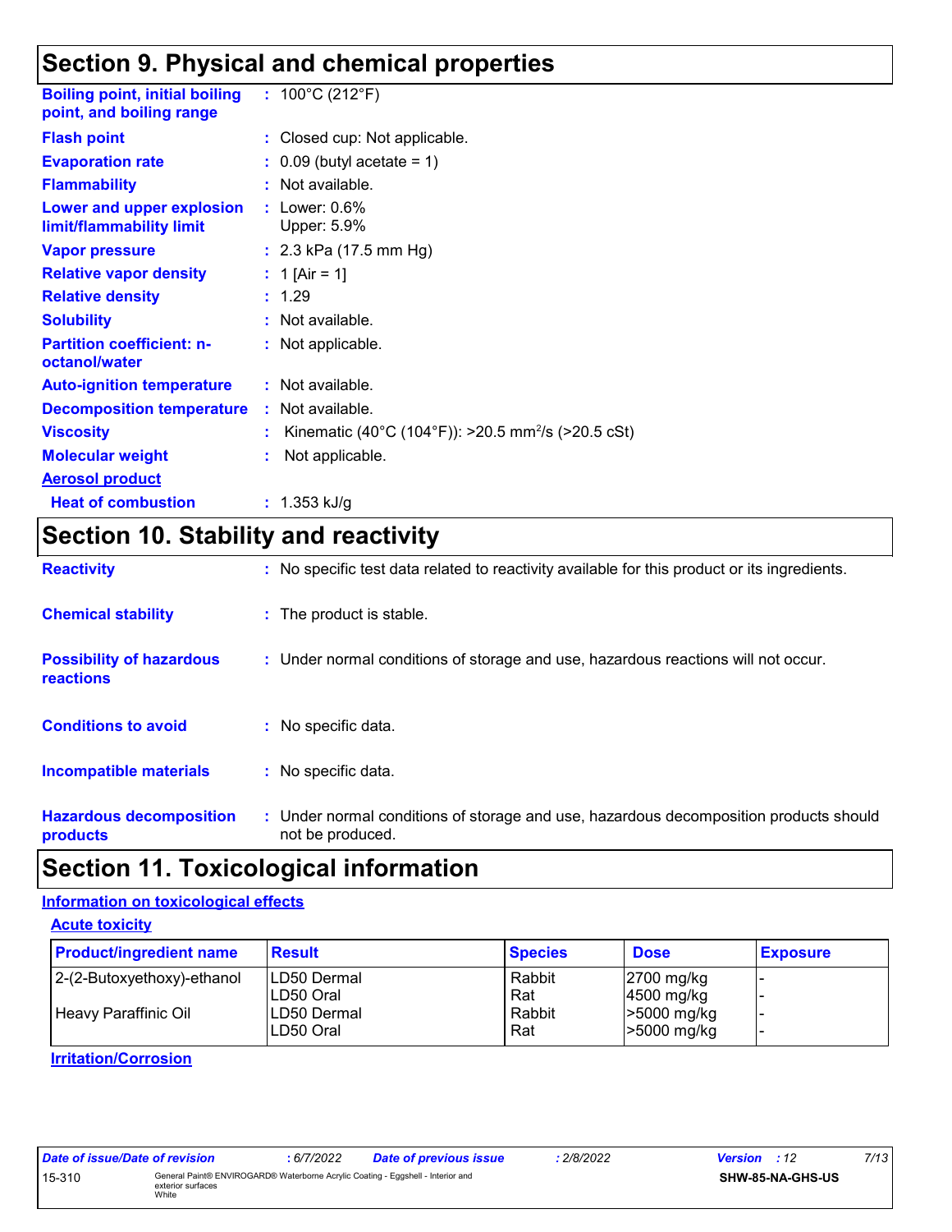## Section 9. Physical and chemical properties

**Boiling point, initial boiling point, and boiling range** : 100°C (212°F)

**Flash point** : Closed cup: Not applicable.

**Evaporation rate** : 0.09 (butyl acetate = 1)

**Flammability** : Not available.

**Lower and upper explosion limit/flammability limit** : Lower: 0.6%
Upper: 5.9%

**Vapor pressure** : 2.3 kPa (17.5 mm Hg)

**Relative vapor density** : 1 [Air = 1]

**Relative density** : 1.29

**Solubility** : Not available.

**Partition coefficient: n-octanol/water** : Not applicable.

**Auto-ignition temperature** : Not available.

**Decomposition temperature** : Not available.

**Viscosity** : Kinematic (40°C (104°F)): >20.5 $mm^2/s$ (>20.5 cSt)

**Molecular weight** : Not applicable.

**Aerosol product**

**Heat of combustion** : 1.353 kJ/g

## Section 10. Stability and reactivity

**Reactivity** : No specific test data related to reactivity available for this product or its ingredients.

**Chemical stability** : The product is stable.

**Possibility of hazardous reactions** : Under normal conditions of storage and use, hazardous reactions will not occur.

**Conditions to avoid** : No specific data.

**Incompatible materials** : No specific data.

**Hazardous decomposition products** : Under normal conditions of storage and use, hazardous decomposition products should not be produced.

## Section 11. Toxicological information

### Information on toxicological effects

**Acute toxicity**

| Product/ingredient name | Result | Species | Dose | Exposure |
|---|---|---|---|---|
| 2-(2-Butoxyethoxy)-ethanol | LD50 Dermal | Rabbit | 2700 mg/kg | - |
| | LD50 Oral | Rat | 4500 mg/kg | - |
| Heavy Paraffinic Oil | LD50 Dermal | Rabbit | >5000 mg/kg | - |
| | LD50 Oral | Rat | >5000 mg/kg | - |

**Irritation/Corrosion**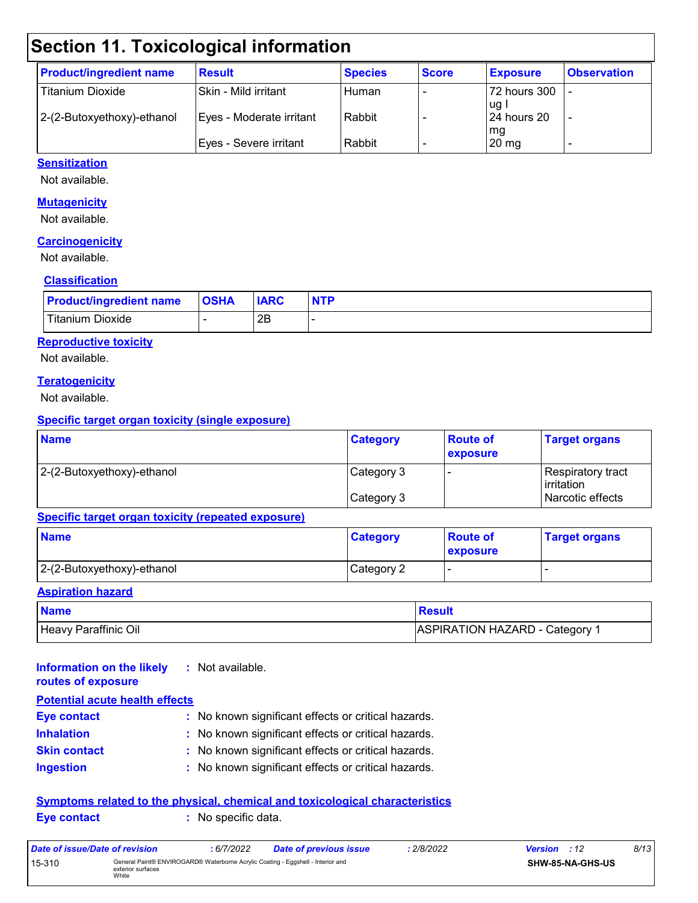# Section 11. Toxicological information

| Product/ingredient name | Result | Species | Score | Exposure | Observation |
|---|---|---|---|---|---|
| Titanium Dioxide | Skin - Mild irritant | Human | - | 72 hours 300 ug I | - |
| 2-(2-Butoxyethoxy)-ethanol | Eyes - Moderate irritant | Rabbit | - | 24 hours 20 mg | - |
| | Eyes - Severe irritant | Rabbit | - | 20 mg | - |

**Sensitization**

Not available.

**Mutagenicity**

Not available.

**Carcinogenicity**

Not available.

**Classification**

| Product/ingredient name | OSHA | IARC | NTP |
|---|---|---|---|
| Titanium Dioxide | - | 2B | - |

**Reproductive toxicity**

Not available.

**Teratogenicity**

Not available.

**Specific target organ toxicity (single exposure)**

| Name | Category | Route of exposure | Target organs |
|---|---|---|---|
| 2-(2-Butoxyethoxy)-ethanol | Category 3 | - | Respiratory tract irritation |
| | Category 3 | | Narcotic effects |

**Specific target organ toxicity (repeated exposure)**

| Name | Category | Route of exposure | Target organs |
|---|---|---|---|
| 2-(2-Butoxyethoxy)-ethanol | Category 2 | - | - |

**Aspiration hazard**

| Name | Result |
|---|---|
| Heavy Paraffinic Oil | ASPIRATION HAZARD - Category 1 |

**Information on the likely routes of exposure** : Not available.

**Potential acute health effects**

**Eye contact** : No known significant effects or critical hazards.

**Inhalation** : No known significant effects or critical hazards.

**Skin contact** : No known significant effects or critical hazards.

**Ingestion** : No known significant effects or critical hazards.

**Symptoms related to the physical, chemical and toxicological characteristics**

**Eye contact** : No specific data.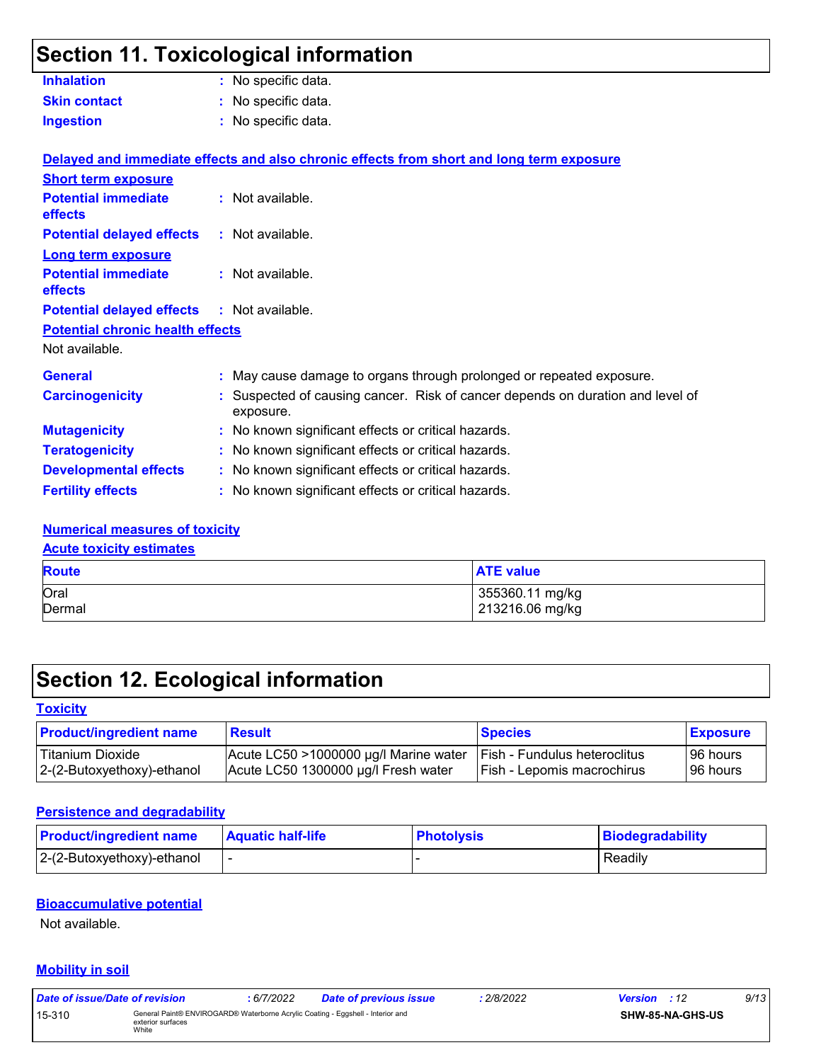## Section 11. Toxicological information

**Inhalation** : No specific data.

**Skin contact** : No specific data.

**Ingestion** : No specific data.

**Delayed and immediate effects and also chronic effects from short and long term exposure**

**Short term exposure**

**Potential immediate effects** : Not available.

**Potential delayed effects** : Not available.

**Long term exposure**

**Potential immediate effects** : Not available.

**Potential delayed effects** : Not available.

**Potential chronic health effects**

Not available.

**General** : May cause damage to organs through prolonged or repeated exposure.

**Carcinogenicity** : Suspected of causing cancer. Risk of cancer depends on duration and level of exposure.

**Mutagenicity** : No known significant effects or critical hazards.

**Teratogenicity** : No known significant effects or critical hazards.

**Developmental effects** : No known significant effects or critical hazards.

**Fertility effects** : No known significant effects or critical hazards.

**Numerical measures of toxicity**

**Acute toxicity estimates**

| Route | ATE value |
|---|---|
| Oral | 355360.11 mg/kg |
| Dermal | 213216.06 mg/kg |

## Section 12. Ecological information

**Toxicity**

| Product/ingredient name | Result | Species | Exposure |
|---|---|---|---|
| Titanium Dioxide | Acute LC50 >1000000 µg/l Marine water | Fish - Fundulus heteroclitus | 96 hours |
| 2-(2-Butoxyethoxy)-ethanol | Acute LC50 1300000 µg/l Fresh water | Fish - Lepomis macrochirus | 96 hours |

**Persistence and degradability**

| Product/ingredient name | Aquatic half-life | Photolysis | Biodegradability |
|---|---|---|---|
| 2-(2-Butoxyethoxy)-ethanol | - | - | Readily |

**Bioaccumulative potential**

Not available.

**Mobility in soil**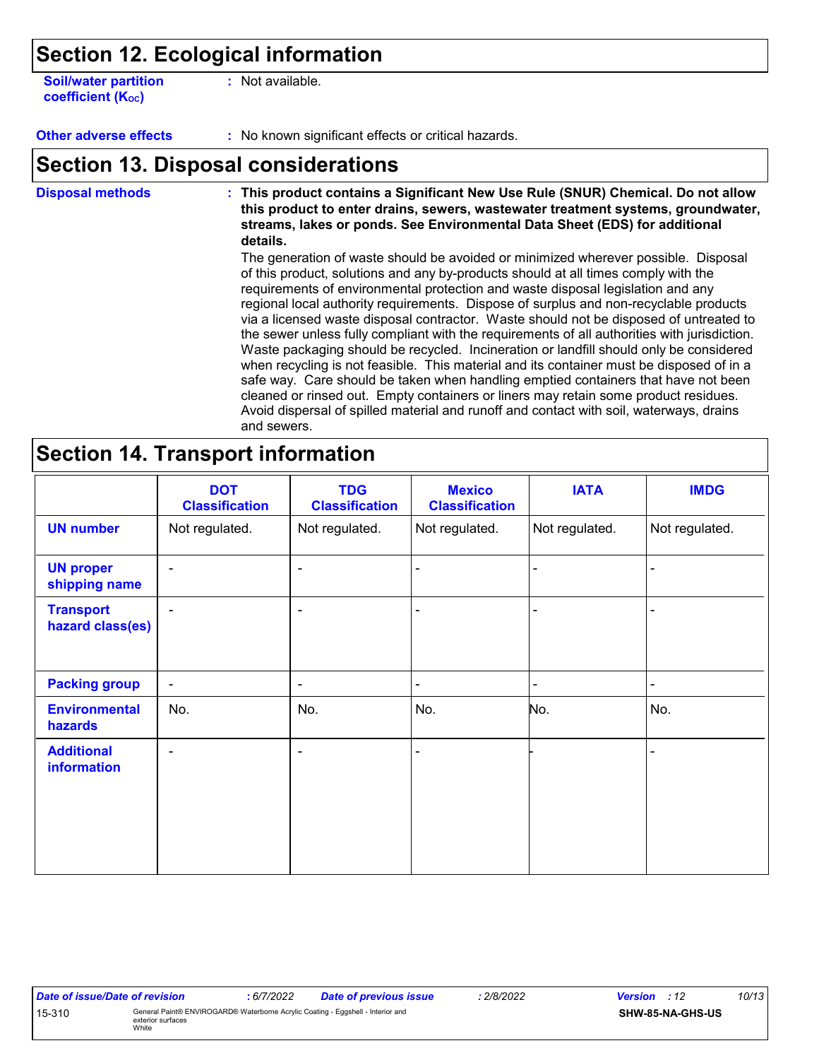## Section 12. Ecological information

**Soil/water partition coefficient ($K_{OC}$)** : Not available.

**Other adverse effects** : No known significant effects or critical hazards.

## Section 13. Disposal considerations

**Disposal methods** : **This product contains a Significant New Use Rule (SNUR) Chemical. Do not allow this product to enter drains, sewers, wastewater treatment systems, groundwater, streams, lakes or ponds. See Environmental Data Sheet (EDS) for additional details.**

The generation of waste should be avoided or minimized wherever possible. Disposal of this product, solutions and any by-products should at all times comply with the requirements of environmental protection and waste disposal legislation and any regional local authority requirements. Dispose of surplus and non-recyclable products via a licensed waste disposal contractor. Waste should not be disposed of untreated to the sewer unless fully compliant with the requirements of all authorities with jurisdiction. Waste packaging should be recycled. Incineration or landfill should only be considered when recycling is not feasible. This material and its container must be disposed of in a safe way. Care should be taken when handling emptied containers that have not been cleaned or rinsed out. Empty containers or liners may retain some product residues. Avoid dispersal of spilled material and runoff and contact with soil, waterways, drains and sewers.

## Section 14. Transport information

| | DOT Classification | TDG Classification | Mexico Classification | IATA | IMDG |
|---|---|---|---|---|---|
| **UN number** | Not regulated. | Not regulated. | Not regulated. | Not regulated. | Not regulated. |
| **UN proper shipping name** | - | - | - | - | - |
| **Transport hazard class(es)** | - | - | - | - | - |
| **Packing group** | - | - | - | - | - |
| **Environmental hazards** | No. | No. | No. | No. | No. |
| **Additional information** | - | - | - | - | - |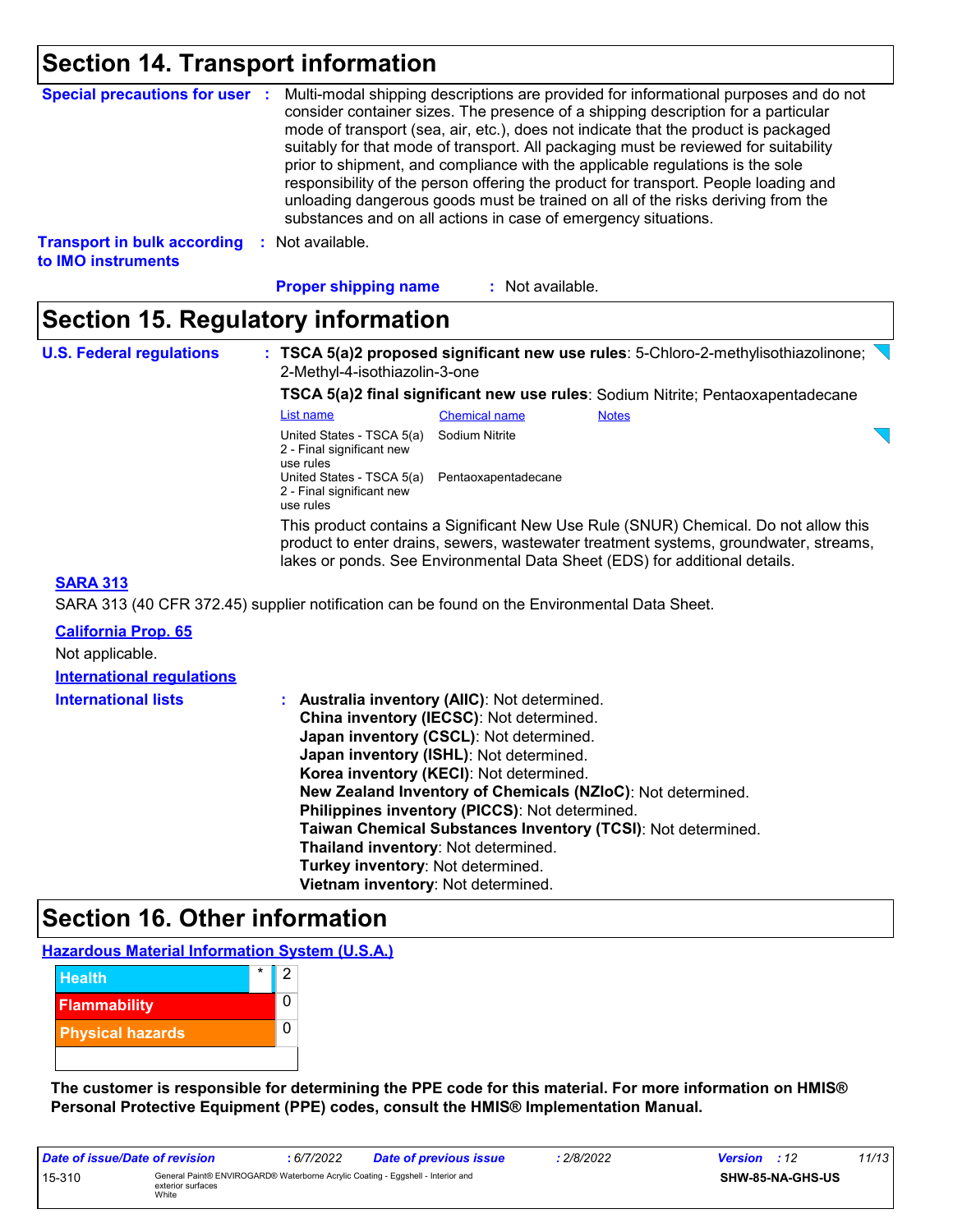## Section 14. Transport information

**Special precautions for user** : Multi-modal shipping descriptions are provided for informational purposes and do not consider container sizes. The presence of a shipping description for a particular mode of transport (sea, air, etc.), does not indicate that the product is packaged suitably for that mode of transport. All packaging must be reviewed for suitability prior to shipment, and compliance with the applicable regulations is the sole responsibility of the person offering the product for transport. People loading and unloading dangerous goods must be trained on all of the risks deriving from the substances and on all actions in case of emergency situations.

**Transport in bulk according to IMO instruments** : Not available.

**Proper shipping name** : Not available.

## Section 15. Regulatory information

**U.S. Federal regulations** : **TSCA 5(a)2 proposed significant new use rules**: 5-Chloro-2-methylisothiazolinone; 2-Methyl-4-isothiazolin-3-one

**TSCA 5(a)2 final significant new use rules**: Sodium Nitrite; Pentaoxapentadecane

| List name | Chemical name | Notes |
| --- | --- | --- |
| United States - TSCA 5(a) 2 - Final significant new use rules | Sodium Nitrite | |
| United States - TSCA 5(a) 2 - Final significant new use rules | Pentaoxapentadecane | |

This product contains a Significant New Use Rule (SNUR) Chemical. Do not allow this product to enter drains, sewers, wastewater treatment systems, groundwater, streams, lakes or ponds. See Environmental Data Sheet (EDS) for additional details.

**SARA 313**

SARA 313 (40 CFR 372.45) supplier notification can be found on the Environmental Data Sheet.

**California Prop. 65**

Not applicable.

**International regulations**

**International lists** :
**Australia inventory (AIIC)**: Not determined.
**China inventory (IECSC)**: Not determined.
**Japan inventory (CSCL)**: Not determined.
**Japan inventory (ISHL)**: Not determined.
**Korea inventory (KECI)**: Not determined.
**New Zealand Inventory of Chemicals (NZIoC)**: Not determined.
**Philippines inventory (PICCS)**: Not determined.
**Taiwan Chemical Substances Inventory (TCSI)**: Not determined.
**Thailand inventory**: Not determined.
**Turkey inventory**: Not determined.
**Vietnam inventory**: Not determined.

## Section 16. Other information

**Hazardous Material Information System (U.S.A.)**

| | | |
| --- | --- | --- |
| Health | * | 2 |
| Flammability | | 0 |
| Physical hazards | | 0 |

**The customer is responsible for determining the PPE code for this material. For more information on HMIS® Personal Protective Equipment (PPE) codes, consult the HMIS® Implementation Manual.**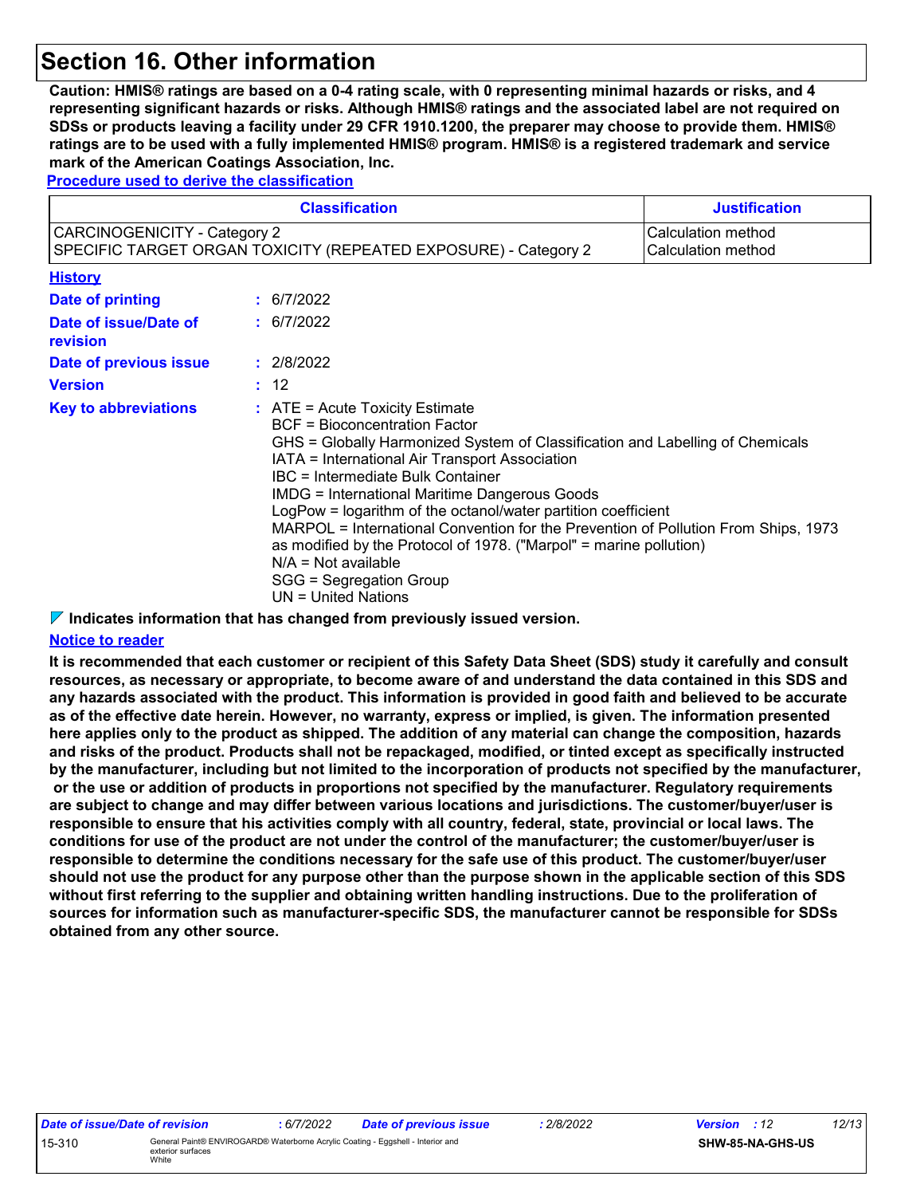# Section 16. Other information

**Caution: HMIS® ratings are based on a 0-4 rating scale, with 0 representing minimal hazards or risks, and 4 representing significant hazards or risks. Although HMIS® ratings and the associated label are not required on SDSs or products leaving a facility under 29 CFR 1910.1200, the preparer may choose to provide them. HMIS® ratings are to be used with a fully implemented HMIS® program. HMIS® is a registered trademark and service mark of the American Coatings Association, Inc.**

**Procedure used to derive the classification**

| Classification | Justification |
|---|---|
| CARCINOGENICITY - Category 2<br>SPECIFIC TARGET ORGAN TOXICITY (REPEATED EXPOSURE) - Category 2 | Calculation method<br>Calculation method |

**History**

**Date of printing** : 6/7/2022

**Date of issue/Date of revision** : 6/7/2022

**Date of previous issue** : 2/8/2022

**Version** : 12

**Key to abbreviations** :
ATE = Acute Toxicity Estimate
BCF = Bioconcentration Factor
GHS = Globally Harmonized System of Classification and Labelling of Chemicals
IATA = International Air Transport Association
IBC = Intermediate Bulk Container
IMDG = International Maritime Dangerous Goods
LogPow = logarithm of the octanol/water partition coefficient
MARPOL = International Convention for the Prevention of Pollution From Ships, 1973 as modified by the Protocol of 1978. ("Marpol" = marine pollution)
N/A = Not available
SGG = Segregation Group
UN = United Nations

**Indicates information that has changed from previously issued version.**

**Notice to reader**

**It is recommended that each customer or recipient of this Safety Data Sheet (SDS) study it carefully and consult resources, as necessary or appropriate, to become aware of and understand the data contained in this SDS and any hazards associated with the product. This information is provided in good faith and believed to be accurate as of the effective date herein. However, no warranty, express or implied, is given. The information presented here applies only to the product as shipped. The addition of any material can change the composition, hazards and risks of the product. Products shall not be repackaged, modified, or tinted except as specifically instructed by the manufacturer, including but not limited to the incorporation of products not specified by the manufacturer, or the use or addition of products in proportions not specified by the manufacturer. Regulatory requirements are subject to change and may differ between various locations and jurisdictions. The customer/buyer/user is responsible to ensure that his activities comply with all country, federal, state, provincial or local laws. The conditions for use of the product are not under the control of the manufacturer; the customer/buyer/user is responsible to determine the conditions necessary for the safe use of this product. The customer/buyer/user should not use the product for any purpose other than the purpose shown in the applicable section of this SDS without first referring to the supplier and obtaining written handling instructions. Due to the proliferation of sources for information such as manufacturer-specific SDS, the manufacturer cannot be responsible for SDSs obtained from any other source.**